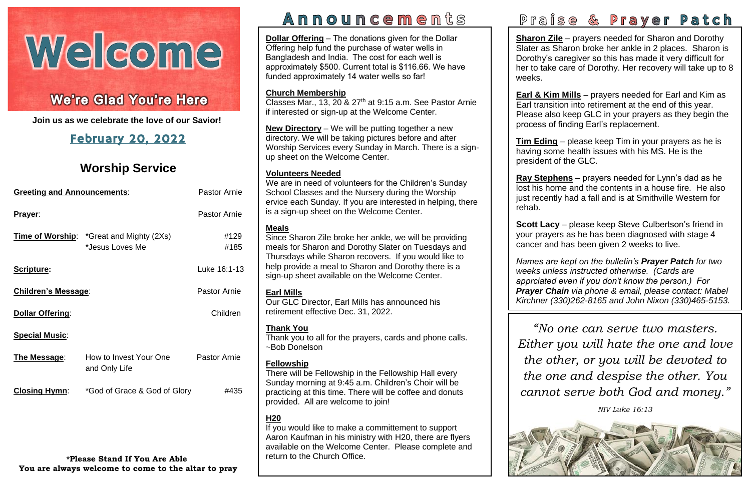# Welcome

## We're Glad You're Here

**Join us as we celebrate the love of our Savior!**

## February 20, 2022

## Worship Service

| | | |
|---|---|---|
| **Greeting and Announcements**: | | Pastor Arnie |
| **Prayer**: | | Pastor Arnie |
| **Time of Worship**: | *Great and Mighty (2Xs) | #129 |
| | *Jesus Loves Me | #185 |
| **Scripture:** | | Luke 16:1-13 |
| **Children's Message**: | | Pastor Arnie |
| **Dollar Offering**: | | Children |
| **Special Music**: | | |
| **The Message**: | How to Invest Your One and Only Life | Pastor Arnie |
| **Closing Hymn**: | *God of Grace & God of Glory | #435 |

***Please Stand If You Are Able**
**You are always welcome to come to the altar to pray**

# Announcements

**Dollar Offering** – The donations given for the Dollar Offering help fund the purchase of water wells in Bangladesh and India. The cost for each well is approximately $500. Current total is $116.66. We have funded approximately 14 water wells so far!

**Church Membership**
Classes Mar., 13, 20 & 27th at 9:15 a.m. See Pastor Arnie if interested or sign-up at the Welcome Center.

**New Directory** – We will be putting together a new directory. We will be taking pictures before and after Worship Services every Sunday in March. There is a sign-up sheet on the Welcome Center.

**Volunteers Needed**
We are in need of volunteers for the Children's Sunday School Classes and the Nursery during the Worship ervice each Sunday. If you are interested in helping, there is a sign-up sheet on the Welcome Center.

**Meals**
Since Sharon Zile broke her ankle, we will be providing meals for Sharon and Dorothy Slater on Tuesdays and Thursdays while Sharon recovers. If you would like to help provide a meal to Sharon and Dorothy there is a sign-up sheet available on the Welcome Center.

**Earl Mills**
Our GLC Director, Earl Mills has announced his retirement effective Dec. 31, 2022.

**Thank You**
Thank you to all for the prayers, cards and phone calls.
~Bob Donelson

**Fellowship**
There will be Fellowship in the Fellowship Hall every Sunday morning at 9:45 a.m. Children's Choir will be practicing at this time. There will be coffee and donuts provided. All are welcome to join!

**H20**
If you would like to make a committement to support Aaron Kaufman in his ministry with H20, there are flyers available on the Welcome Center. Please complete and return to the Church Office.

# Praise & Prayer Patch

**Sharon Zile** – prayers needed for Sharon and Dorothy Slater as Sharon broke her ankle in 2 places. Sharon is Dorothy's caregiver so this has made it very difficult for her to take care of Dorothy. Her recovery will take up to 8 weeks.

**Earl & Kim Mills** – prayers needed for Earl and Kim as Earl transition into retirement at the end of this year. Please also keep GLC in your prayers as they begin the process of finding Earl's replacement.

**Tim Eding** – please keep Tim in your prayers as he is having some health issues with his MS. He is the president of the GLC.

**Ray Stephens** – prayers needed for Lynn's dad as he lost his home and the contents in a house fire. He also just recently had a fall and is at Smithville Western for rehab.

**Scott Lacy** – please keep Steve Culbertson's friend in your prayers as he has been diagnosed with stage 4 cancer and has been given 2 weeks to live.

*Names are kept on the bulletin's **Prayer Patch** for two weeks unless instructed otherwise. (Cards are appreciated even if you don't know the person.) For **Prayer Chain** via phone & email, please contact: Mabel Kirchner (330)262-8165 and John Nixon (330)465-5153.*

*"No one can serve two masters. Either you will hate the one and love the other, or you will be devoted to the one and despise the other. You cannot serve both God and money."*

*NIV Luke 16:13*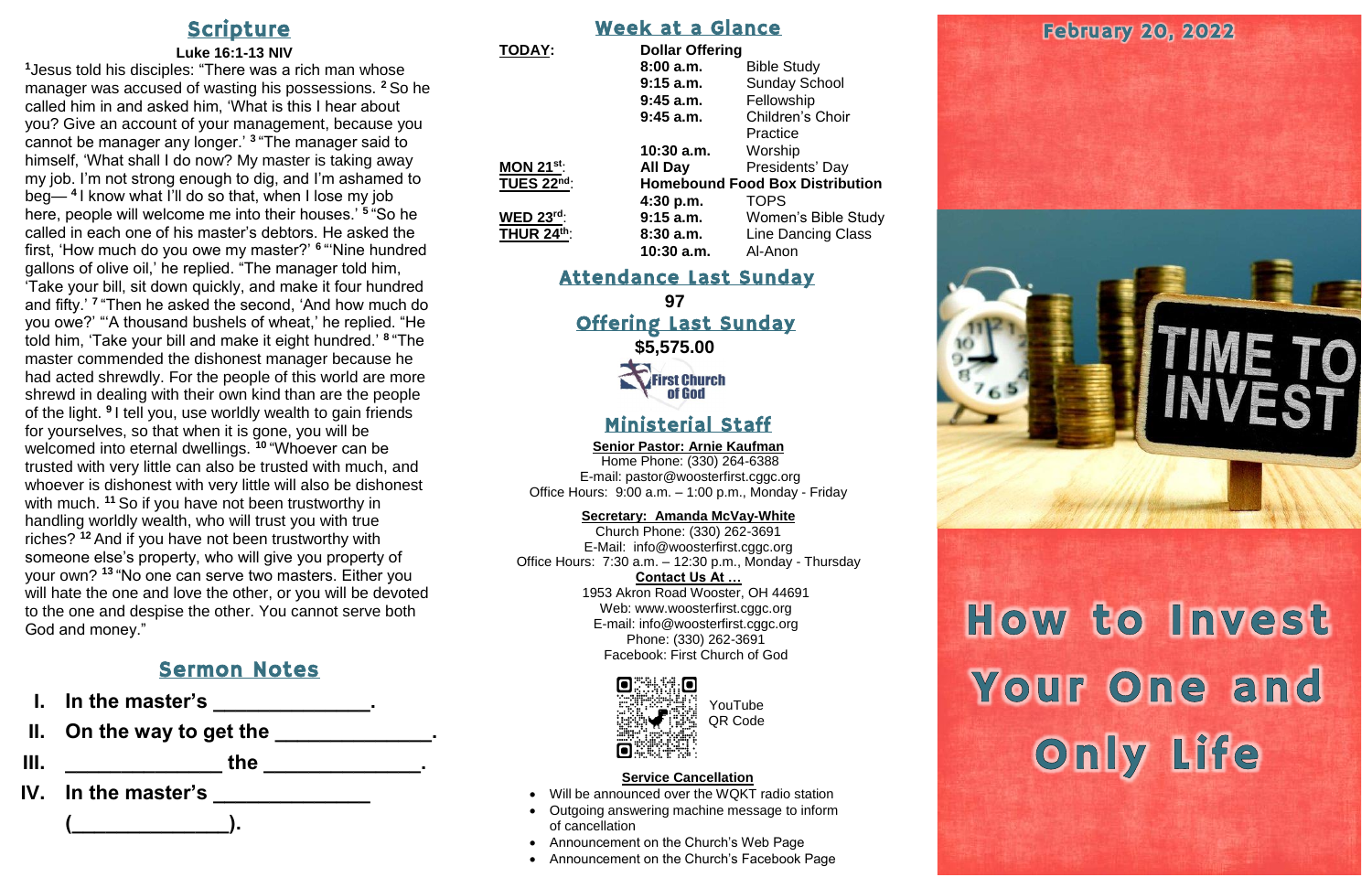## Scripture

**Luke 16:1-13 NIV**

[1]Jesus told his disciples: "There was a rich man whose manager was accused of wasting his possessions. [2] So he called him in and asked him, 'What is this I hear about you? Give an account of your management, because you cannot be manager any longer.' [3] "The manager said to himself, 'What shall I do now? My master is taking away my job. I'm not strong enough to dig, and I'm ashamed to beg— [4] I know what I'll do so that, when I lose my job here, people will welcome me into their houses.' [5] "So he called in each one of his master's debtors. He asked the first, 'How much do you owe my master?' [6] "'Nine hundred gallons of olive oil,' he replied. "The manager told him, 'Take your bill, sit down quickly, and make it four hundred and fifty.' [7] "Then he asked the second, 'And how much do you owe?' "'A thousand bushels of wheat,' he replied. "He told him, 'Take your bill and make it eight hundred.' [8] "The master commended the dishonest manager because he had acted shrewdly. For the people of this world are more shrewd in dealing with their own kind than are the people of the light. [9] I tell you, use worldly wealth to gain friends for yourselves, so that when it is gone, you will be welcomed into eternal dwellings. [10] "Whoever can be trusted with very little can also be trusted with much, and whoever is dishonest with very little will also be dishonest with much. [11] So if you have not been trustworthy in handling worldly wealth, who will trust you with true riches? [12] And if you have not been trustworthy with someone else's property, who will give you property of your own? [13] "No one can serve two masters. Either you will hate the one and love the other, or you will be devoted to the one and despise the other. You cannot serve both God and money."

## Sermon Notes

**I. In the master's ______________.**

**II. On the way to get the ______________.**

**III. ______________ the ______________.**

**IV. In the master's ______________ (______________).**

## Week at a Glance

| | | |
|---|---|---|
| **TODAY:** | **Dollar Offering** | |
| | **8:00 a.m.** | Bible Study |
| | **9:15 a.m.** | Sunday School |
| | **9:45 a.m.** | Fellowship |
| | **9:45 a.m.** | Children's Choir Practice |
| | **10:30 a.m.** | Worship |
| **MON 21st:** | **All Day** | Presidents' Day |
| **TUES 22nd:** | **Homebound Food Box Distribution** | |
| | **4:30 p.m.** | TOPS |
| **WED 23rd:** | **9:15 a.m.** | Women's Bible Study |
| **THUR 24th:** | **8:30 a.m.** | Line Dancing Class |
| | **10:30 a.m.** | Al-Anon |

## Attendance Last Sunday

**97**

## Offering Last Sunday

**$5,575.00**

First Church of God

## Ministerial Staff

**Senior Pastor: Arnie Kaufman**
Home Phone: (330) 264-6388
E-mail: pastor@woosterfirst.cggc.org
Office Hours: 9:00 a.m. – 1:00 p.m., Monday - Friday

**Secretary: Amanda McVay-White**
Church Phone: (330) 262-3691
E-Mail: info@woosterfirst.cggc.org
Office Hours: 7:30 a.m. – 12:30 p.m., Monday - Thursday

**Contact Us At …**
1953 Akron Road Wooster, OH 44691
Web: www.woosterfirst.cggc.org
E-mail: info@woosterfirst.cggc.org
Phone: (330) 262-3691
Facebook: First Church of God

YouTube QR Code

**Service Cancellation**

- Will be announced over the WQKT radio station
- Outgoing answering machine message to inform of cancellation
- Announcement on the Church's Web Page
- Announcement on the Church's Facebook Page

February 20, 2022

TIME TO INVEST

# How to Invest Your One and Only Life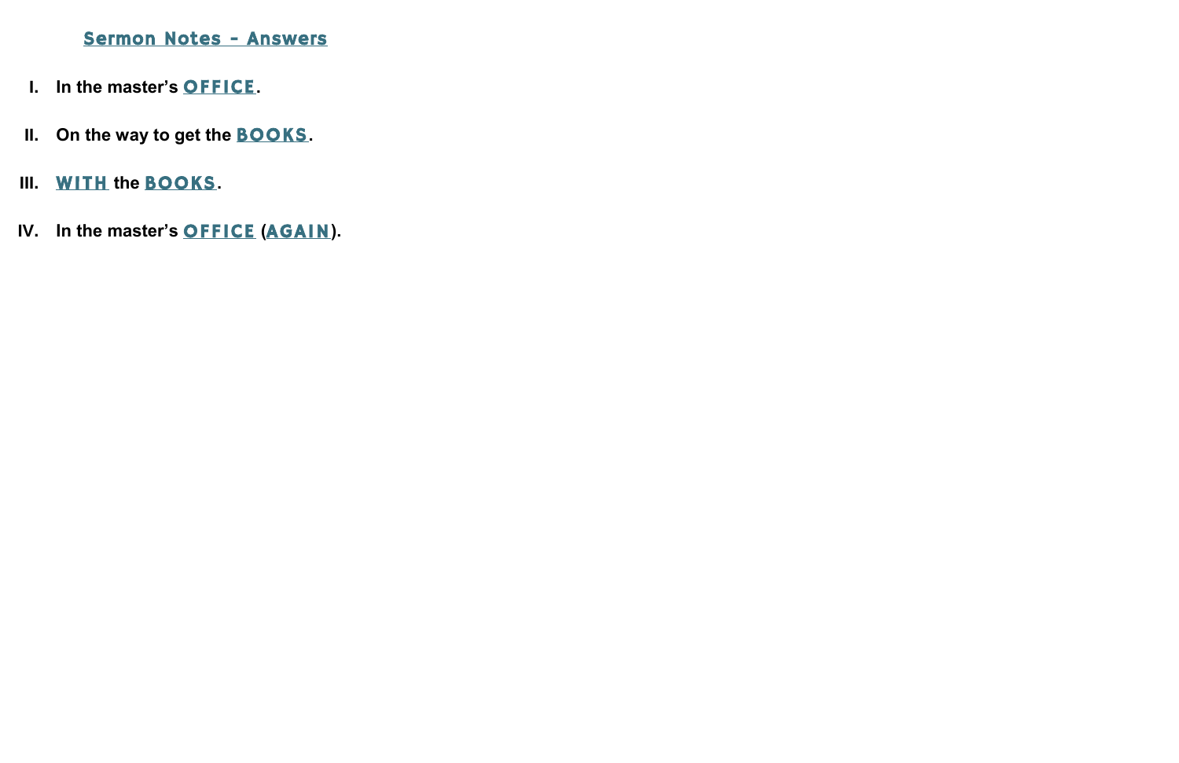## Sermon Notes – Answers

I. In the master's **OFFICE**.

II. On the way to get the **BOOKS**.

III. **WITH** the **BOOKS**.

IV. In the master's **OFFICE** (**AGAIN**).